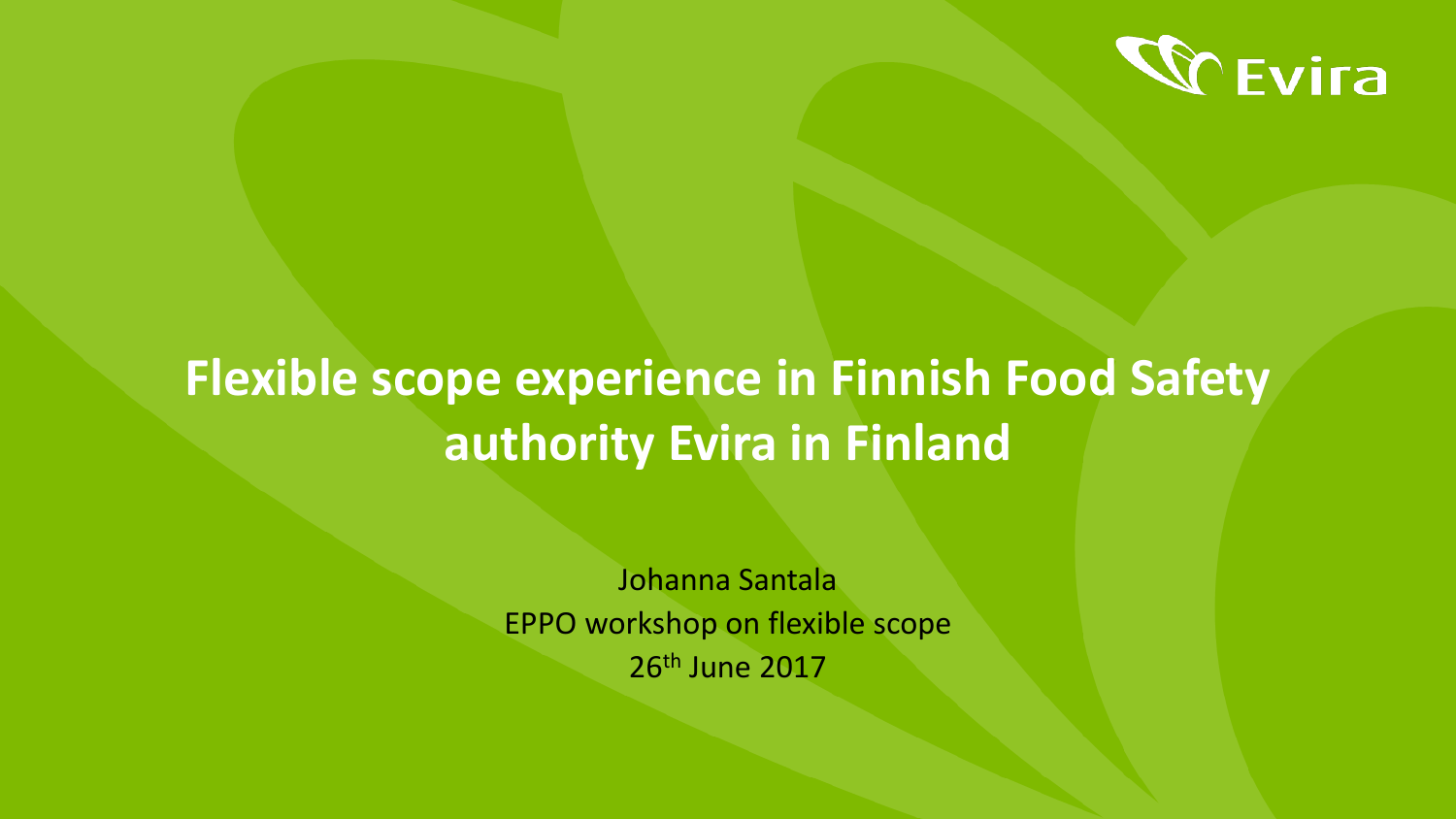# Flexible scope experience in Finnish Food Safety authority Evira in Finland

Johanna Santala
EPPO workshop on flexible scope
26th June 2017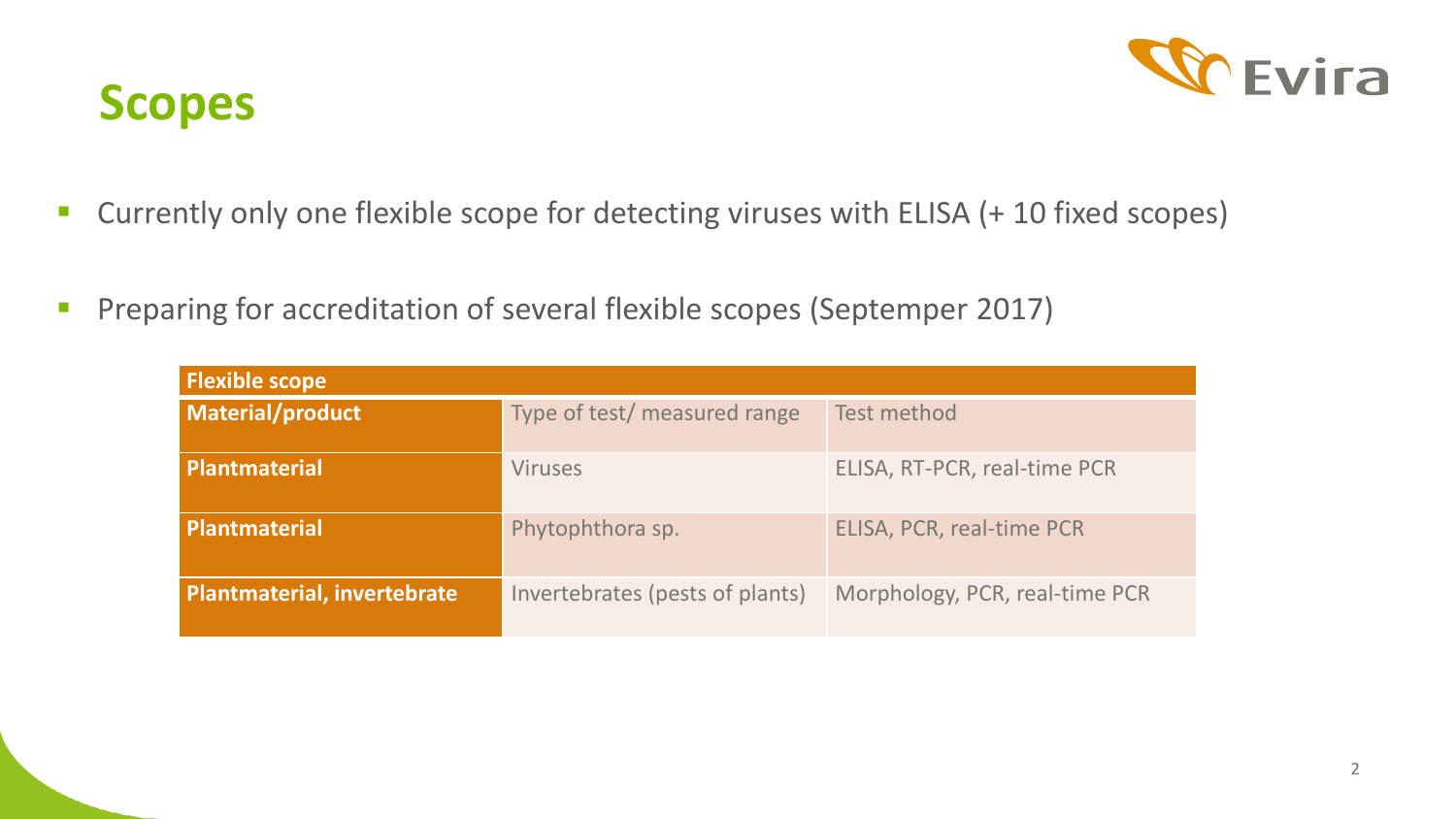# Scopes

- Currently only one flexible scope for detecting viruses with ELISA (+ 10 fixed scopes)
- Preparing for accreditation of several flexible scopes (Septemper 2017)

| Flexible scope | | |
|---|---|---|
| **Material/product** | Type of test/ measured range | Test method |
| **Plantmaterial** | Viruses | ELISA, RT-PCR, real-time PCR |
| **Plantmaterial** | Phytophthora sp. | ELISA, PCR, real-time PCR |
| **Plantmaterial, invertebrate** | Invertebrates (pests of plants) | Morphology, PCR, real-time PCR |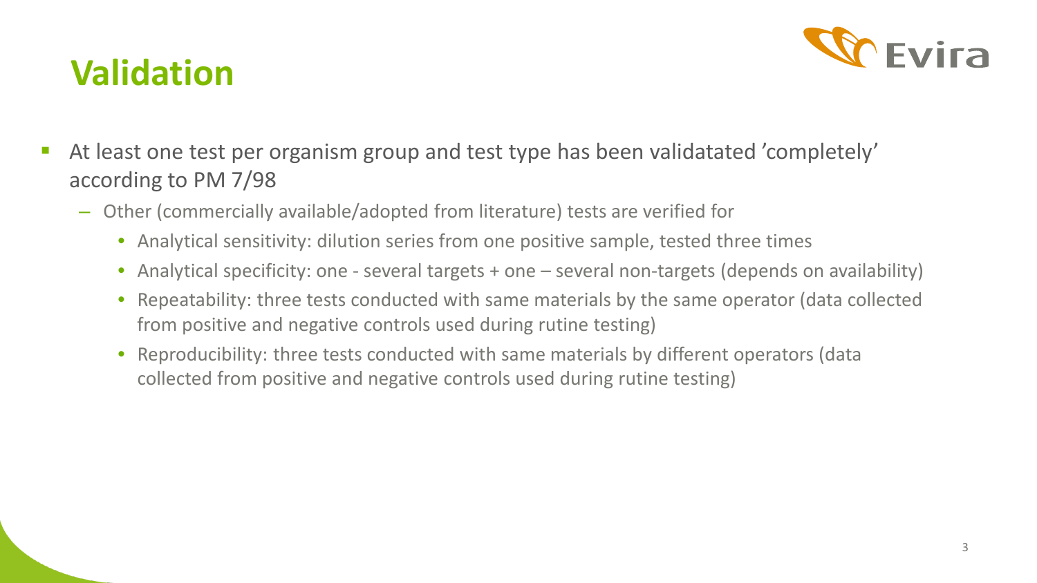# Validation

- At least one test per organism group and test type has been validatated ’completely’ according to PM 7/98
  - Other (commercially available/adopted from literature) tests are verified for
    - Analytical sensitivity: dilution series from one positive sample, tested three times
    - Analytical specificity: one - several targets + one – several non-targets (depends on availability)
    - Repeatability: three tests conducted with same materials by the same operator (data collected from positive and negative controls used during rutine testing)
    - Reproducibility: three tests conducted with same materials by different operators (data collected from positive and negative controls used during rutine testing)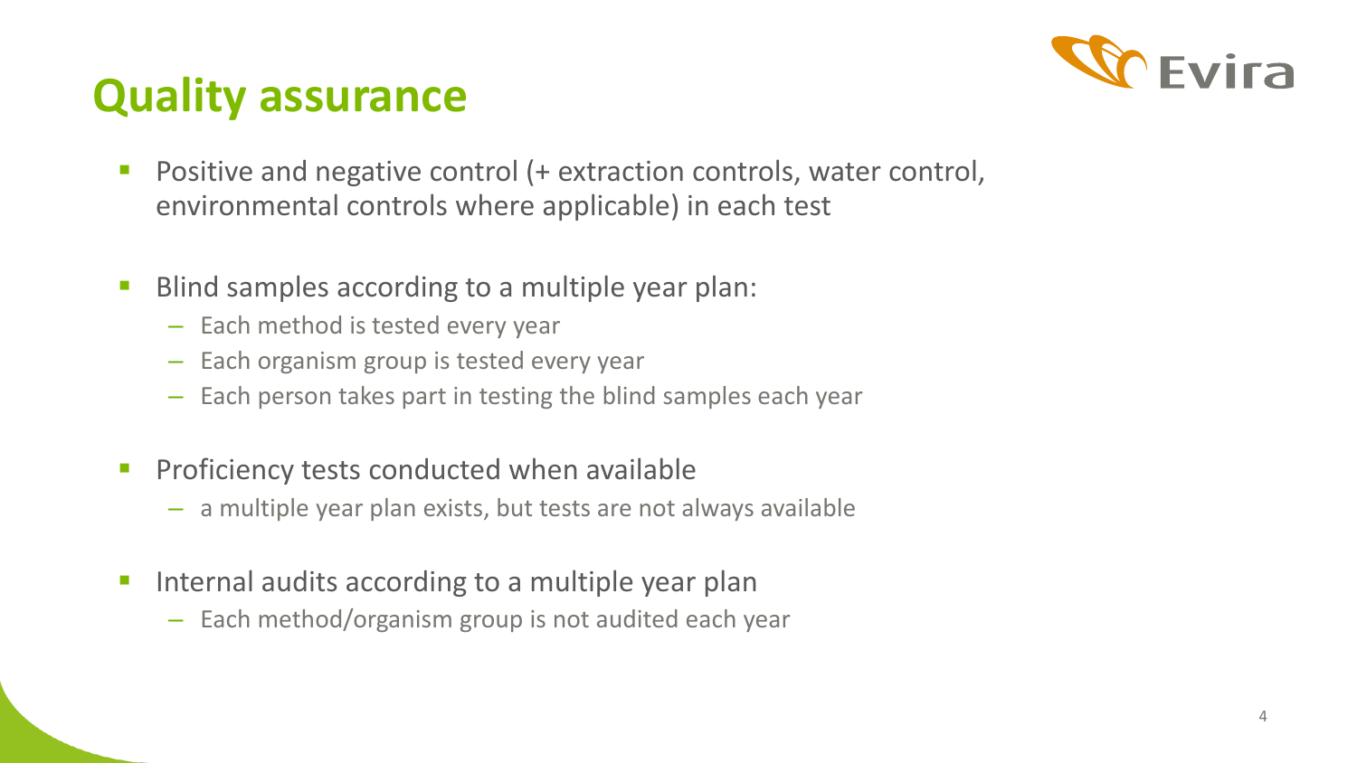# Quality assurance

- Positive and negative control (+ extraction controls, water control, environmental controls where applicable) in each test
- Blind samples according to a multiple year plan:
  - Each method is tested every year
  - Each organism group is tested every year
  - Each person takes part in testing the blind samples each year
- Proficiency tests conducted when available
  - a multiple year plan exists, but tests are not always available
- Internal audits according to a multiple year plan
  - Each method/organism group is not audited each year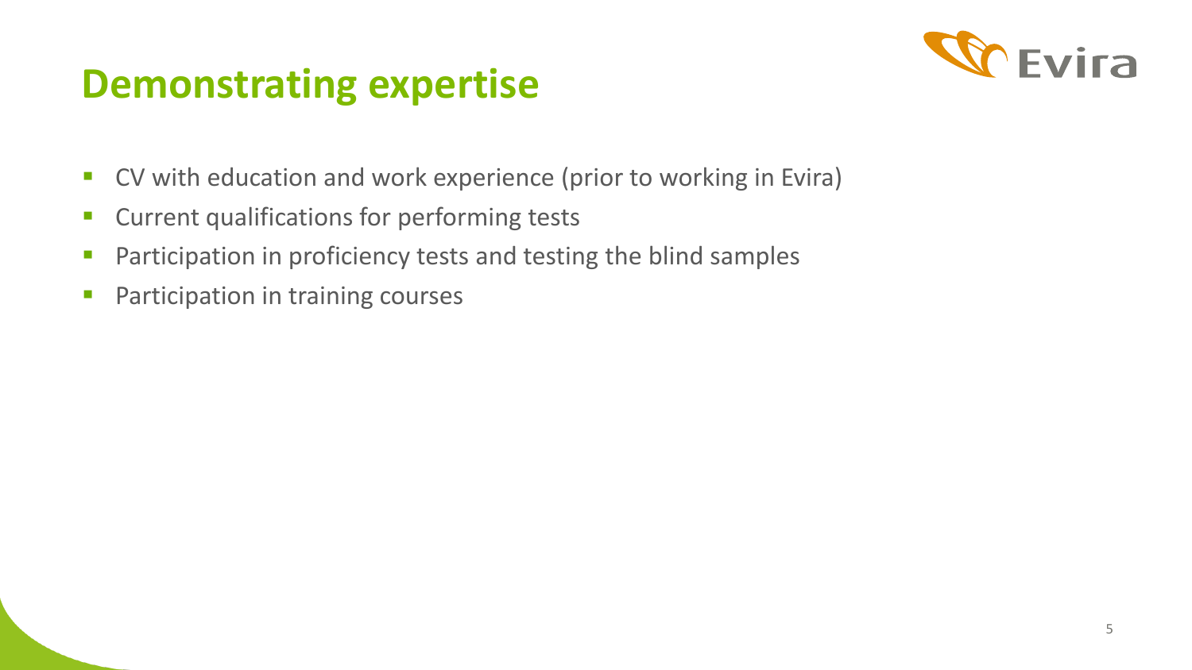# Demonstrating expertise

- CV with education and work experience (prior to working in Evira)
- Current qualifications for performing tests
- Participation in proficiency tests and testing the blind samples
- Participation in training courses